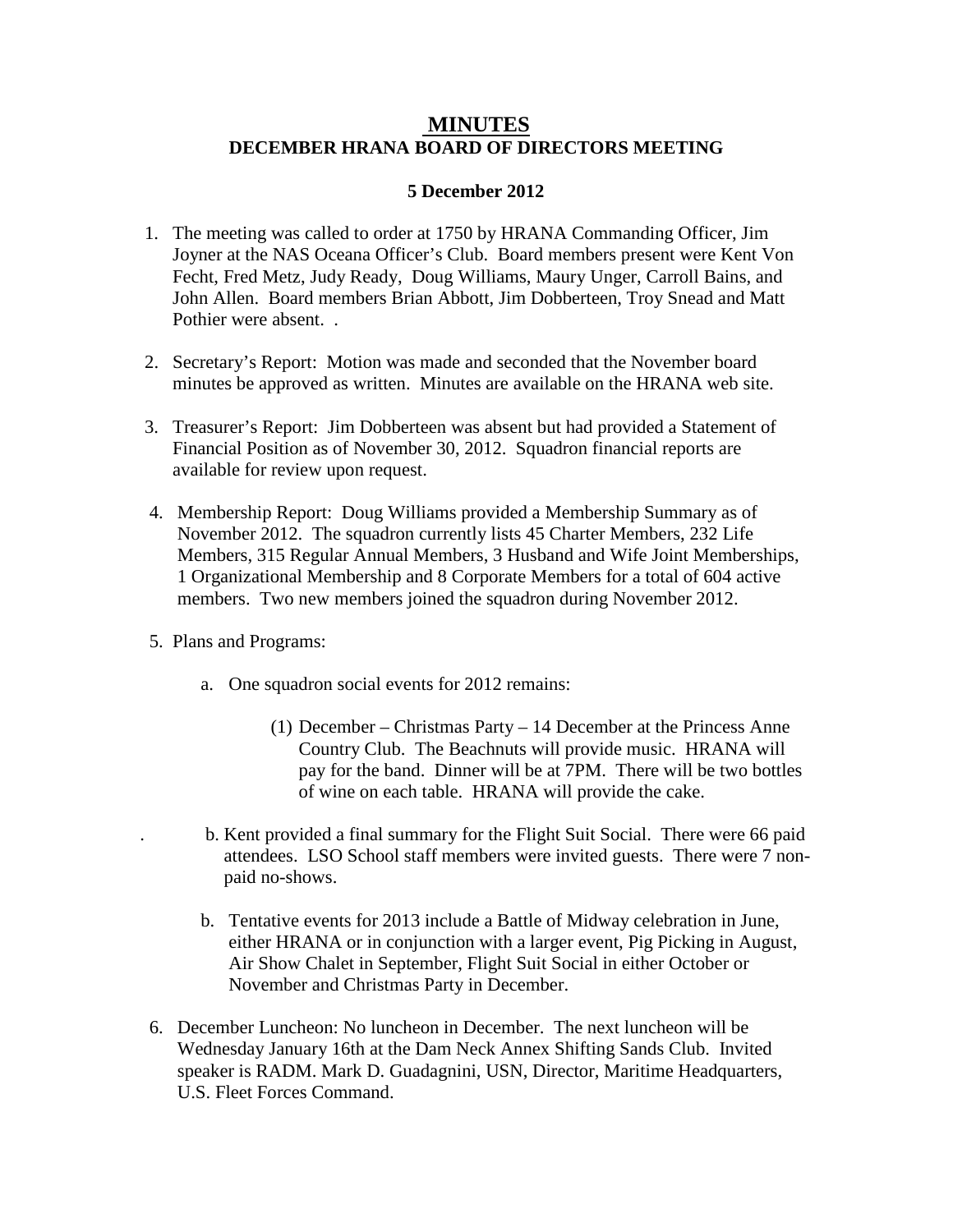# MINUTES

## DECEMBER HRANA BOARD OF DIRECTORS MEETING

**5 December 2012**

1. The meeting was called to order at 1750 by HRANA Commanding Officer, Jim Joyner at the NAS Oceana Officer's Club. Board members present were Kent Von Fecht, Fred Metz, Judy Ready, Doug Williams, Maury Unger, Carroll Bains, and John Allen. Board members Brian Abbott, Jim Dobberteen, Troy Snead and Matt Pothier were absent. .

2. Secretary's Report: Motion was made and seconded that the November board minutes be approved as written. Minutes are available on the HRANA web site.

3. Treasurer's Report: Jim Dobberteen was absent but had provided a Statement of Financial Position as of November 30, 2012. Squadron financial reports are available for review upon request.

4. Membership Report: Doug Williams provided a Membership Summary as of November 2012. The squadron currently lists 45 Charter Members, 232 Life Members, 315 Regular Annual Members, 3 Husband and Wife Joint Memberships, 1 Organizational Membership and 8 Corporate Members for a total of 604 active members. Two new members joined the squadron during November 2012.

5. Plans and Programs:

   a. One squadron social events for 2012 remains:

      (1) December – Christmas Party – 14 December at the Princess Anne Country Club. The Beachnuts will provide music. HRANA will pay for the band. Dinner will be at 7PM. There will be two bottles of wine on each table. HRANA will provide the cake.

   . b. Kent provided a final summary for the Flight Suit Social. There were 66 paid attendees. LSO School staff members were invited guests. There were 7 non-paid no-shows.

   b. Tentative events for 2013 include a Battle of Midway celebration in June, either HRANA or in conjunction with a larger event, Pig Picking in August, Air Show Chalet in September, Flight Suit Social in either October or November and Christmas Party in December.

6. December Luncheon: No luncheon in December. The next luncheon will be Wednesday January 16th at the Dam Neck Annex Shifting Sands Club. Invited speaker is RADM. Mark D. Guadagnini, USN, Director, Maritime Headquarters, U.S. Fleet Forces Command.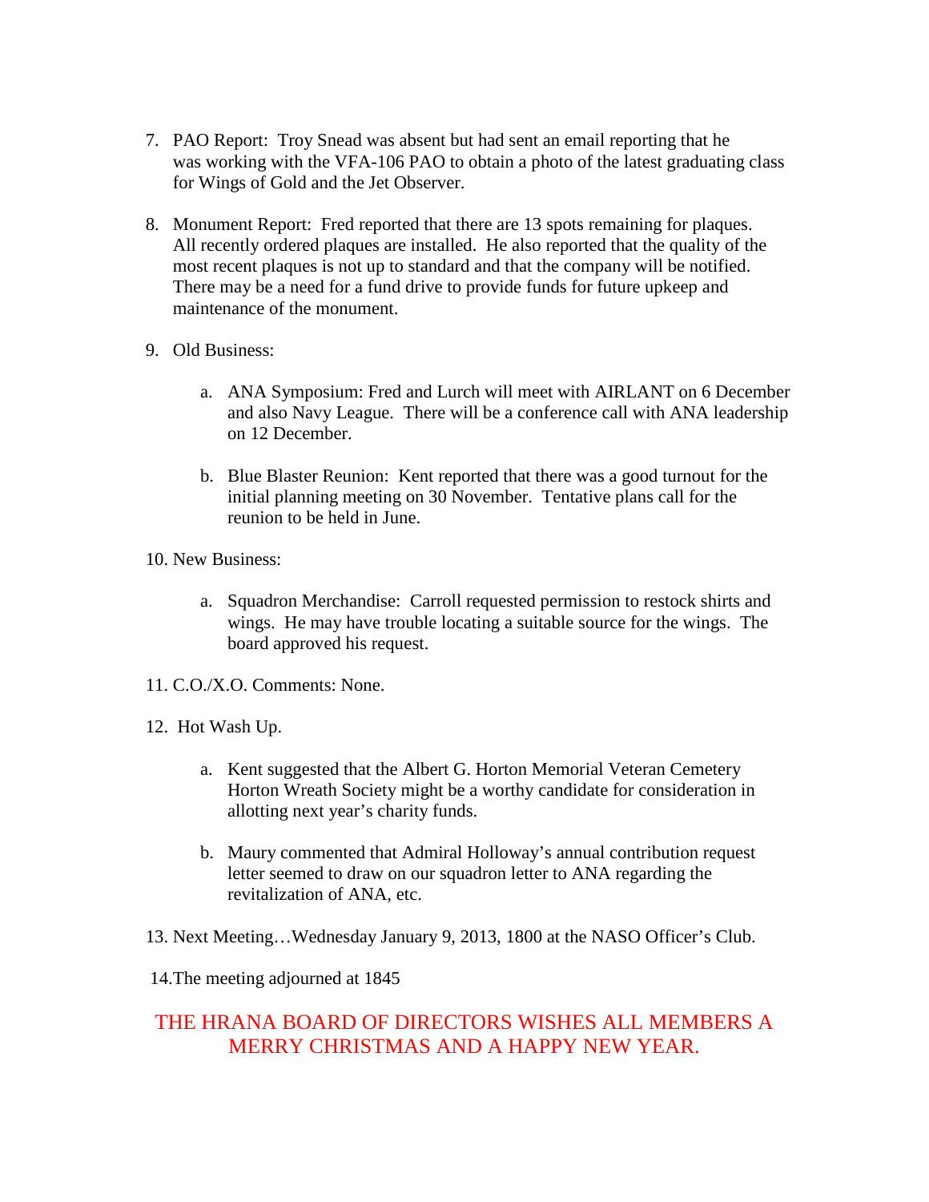7. PAO Report: Troy Snead was absent but had sent an email reporting that he was working with the VFA-106 PAO to obtain a photo of the latest graduating class for Wings of Gold and the Jet Observer.

8. Monument Report: Fred reported that there are 13 spots remaining for plaques. All recently ordered plaques are installed. He also reported that the quality of the most recent plaques is not up to standard and that the company will be notified. There may be a need for a fund drive to provide funds for future upkeep and maintenance of the monument.

9. Old Business:

   a. ANA Symposium: Fred and Lurch will meet with AIRLANT on 6 December and also Navy League. There will be a conference call with ANA leadership on 12 December.

   b. Blue Blaster Reunion: Kent reported that there was a good turnout for the initial planning meeting on 30 November. Tentative plans call for the reunion to be held in June.

10. New Business:

    a. Squadron Merchandise: Carroll requested permission to restock shirts and wings. He may have trouble locating a suitable source for the wings. The board approved his request.

11. C.O./X.O. Comments: None.

12. Hot Wash Up.

    a. Kent suggested that the Albert G. Horton Memorial Veteran Cemetery Horton Wreath Society might be a worthy candidate for consideration in allotting next year's charity funds.

    b. Maury commented that Admiral Holloway's annual contribution request letter seemed to draw on our squadron letter to ANA regarding the revitalization of ANA, etc.

13. Next Meeting…Wednesday January 9, 2013, 1800 at the NASO Officer's Club.

14. The meeting adjourned at 1845

THE HRANA BOARD OF DIRECTORS WISHES ALL MEMBERS A MERRY CHRISTMAS AND A HAPPY NEW YEAR.